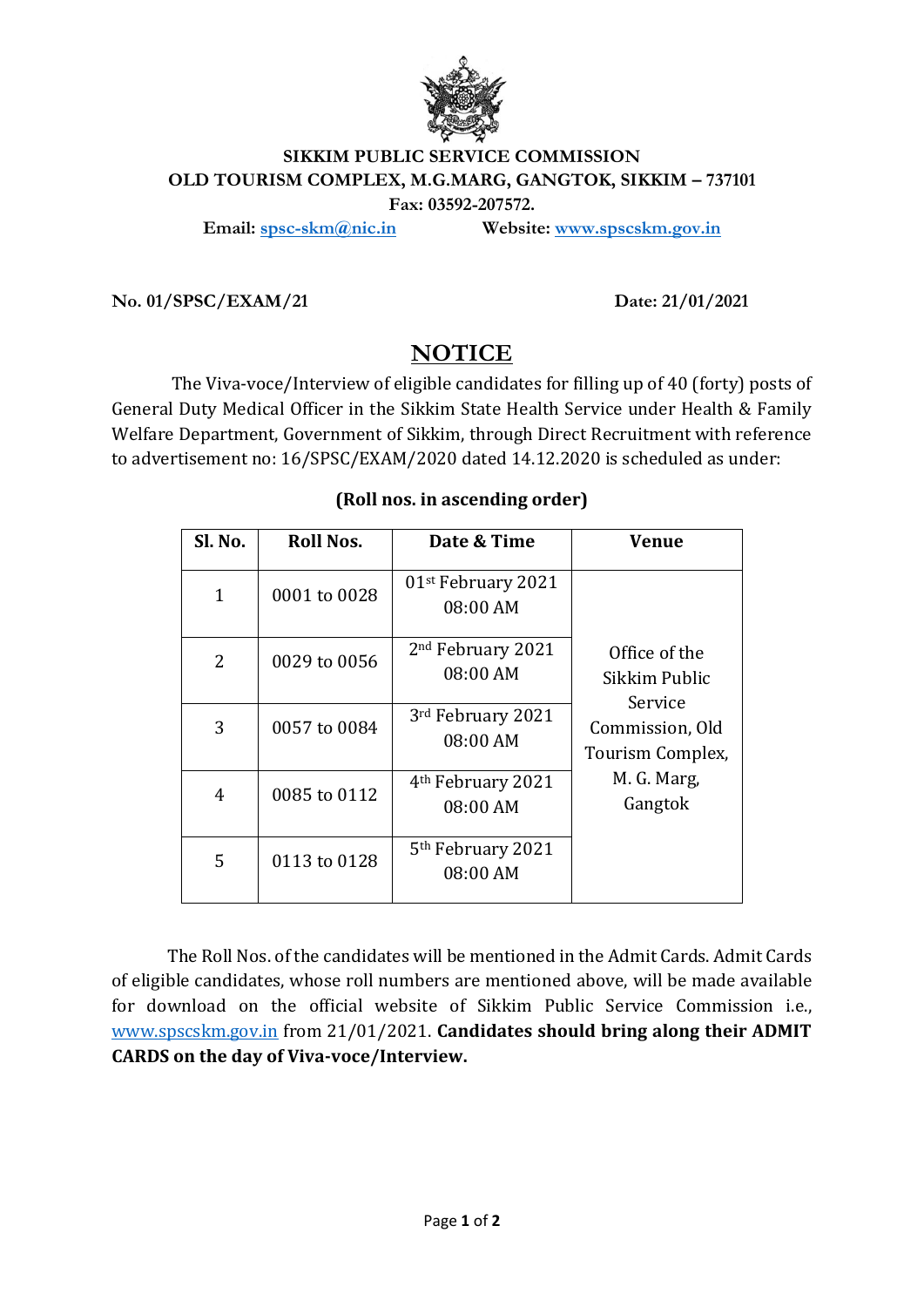**SIKKIM PUBLIC SERVICE COMMISSION**
**OLD TOURISM COMPLEX, M.G.MARG, GANGTOK, SIKKIM – 737101**
**Fax: 03592-207572.**
**Email:** spsc-skm@nic.in **Website:** www.spscskm.gov.in

**No. 01/SPSC/EXAM/21** **Date: 21/01/2021**

# NOTICE

The Viva-voce/Interview of eligible candidates for filling up of 40 (forty) posts of General Duty Medical Officer in the Sikkim State Health Service under Health & Family Welfare Department, Government of Sikkim, through Direct Recruitment with reference to advertisement no: 16/SPSC/EXAM/2020 dated 14.12.2020 is scheduled as under:

**(Roll nos. in ascending order)**

| Sl. No. | Roll Nos. | Date & Time | Venue |
|---|---|---|---|
| 1 | 0001 to 0028 | 01st February 2021 08:00 AM | Office of the Sikkim Public Service Commission, Old Tourism Complex, M. G. Marg, Gangtok |
| 2 | 0029 to 0056 | 2nd February 2021 08:00 AM | |
| 3 | 0057 to 0084 | 3rd February 2021 08:00 AM | |
| 4 | 0085 to 0112 | 4th February 2021 08:00 AM | |
| 5 | 0113 to 0128 | 5th February 2021 08:00 AM | |

The Roll Nos. of the candidates will be mentioned in the Admit Cards. Admit Cards of eligible candidates, whose roll numbers are mentioned above, will be made available for download on the official website of Sikkim Public Service Commission i.e., www.spscskm.gov.in from 21/01/2021. **Candidates should bring along their ADMIT CARDS on the day of Viva-voce/Interview.**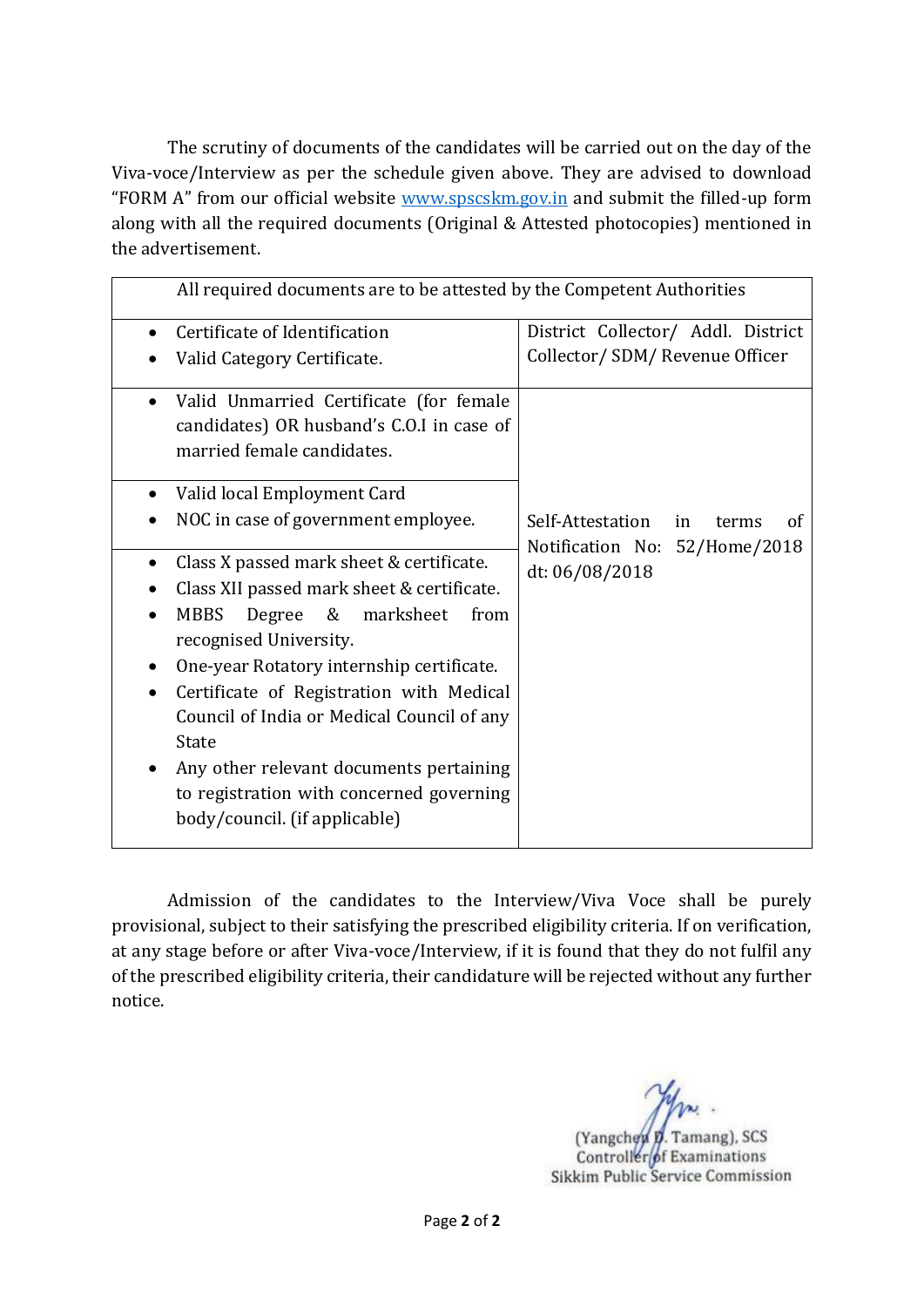The scrutiny of documents of the candidates will be carried out on the day of the Viva-voce/Interview as per the schedule given above. They are advised to download "FORM A" from our official website www.spscskm.gov.in and submit the filled-up form along with all the required documents (Original & Attested photocopies) mentioned in the advertisement.

| All required documents are to be attested by the Competent Authorities | |
|---|---|
| • Certificate of Identification<br>• Valid Category Certificate. | District Collector/ Addl. District Collector/ SDM/ Revenue Officer |
| • Valid Unmarried Certificate (for female candidates) OR husband's C.O.I in case of married female candidates. | Self-Attestation in terms of Notification No: 52/Home/2018 dt: 06/08/2018 |
| • Valid local Employment Card<br>• NOC in case of government employee. | |
| • Class X passed mark sheet & certificate.<br>• Class XII passed mark sheet & certificate.<br>• MBBS Degree & marksheet from recognised University.<br>• One-year Rotatory internship certificate.<br>• Certificate of Registration with Medical Council of India or Medical Council of any State<br>• Any other relevant documents pertaining to registration with concerned governing body/council. (if applicable) | |

Admission of the candidates to the Interview/Viva Voce shall be purely provisional, subject to their satisfying the prescribed eligibility criteria. If on verification, at any stage before or after Viva-voce/Interview, if it is found that they do not fulfil any of the prescribed eligibility criteria, their candidature will be rejected without any further notice.

(Yangchen D. Tamang), SCS
Controller of Examinations
Sikkim Public Service Commission